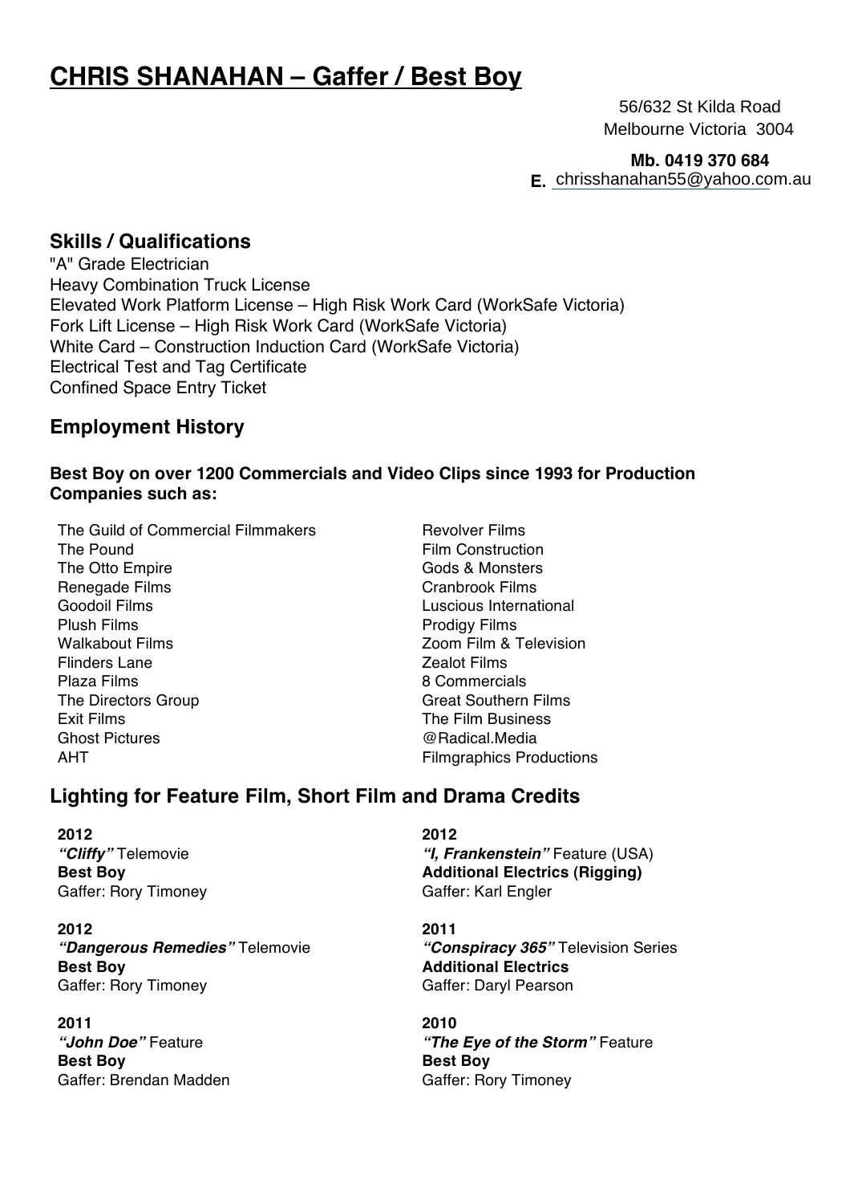# CHRIS SHANAHAN – Gaffer / Best Boy

56/632 St Kilda Road
Melbourne Victoria 3004

**Mb. 0419 370 684**
**E.** chrisshanahan55@yahoo.com.au

## Skills / Qualifications

"A" Grade Electrician
Heavy Combination Truck License
Elevated Work Platform License – High Risk Work Card (WorkSafe Victoria)
Fork Lift License – High Risk Work Card (WorkSafe Victoria)
White Card – Construction Induction Card (WorkSafe Victoria)
Electrical Test and Tag Certificate
Confined Space Entry Ticket

## Employment History

**Best Boy on over 1200 Commercials and Video Clips since 1993 for Production Companies such as:**

- The Guild of Commercial Filmmakers
- The Pound
- The Otto Empire
- Renegade Films
- Goodoil Films
- Plush Films
- Walkabout Films
- Flinders Lane
- Plaza Films
- The Directors Group
- Exit Films
- Ghost Pictures
- AHT
- Revolver Films
- Film Construction
- Gods & Monsters
- Cranbrook Films
- Luscious International
- Prodigy Films
- Zoom Film & Television
- Zealot Films
- 8 Commercials
- Great Southern Films
- The Film Business
- @Radical.Media
- Filmgraphics Productions

## Lighting for Feature Film, Short Film and Drama Credits

**2012**
***"Cliffy"*** Telemovie
**Best Boy**
Gaffer: Rory Timoney

**2012**
***"Dangerous Remedies"*** Telemovie
**Best Boy**
Gaffer: Rory Timoney

**2011**
***"John Doe"*** Feature
**Best Boy**
Gaffer: Brendan Madden

**2012**
***"I, Frankenstein"*** Feature (USA)
**Additional Electrics (Rigging)**
Gaffer: Karl Engler

**2011**
***"Conspiracy 365"*** Television Series
**Additional Electrics**
Gaffer: Daryl Pearson

**2010**
***"The Eye of the Storm"*** Feature
**Best Boy**
Gaffer: Rory Timoney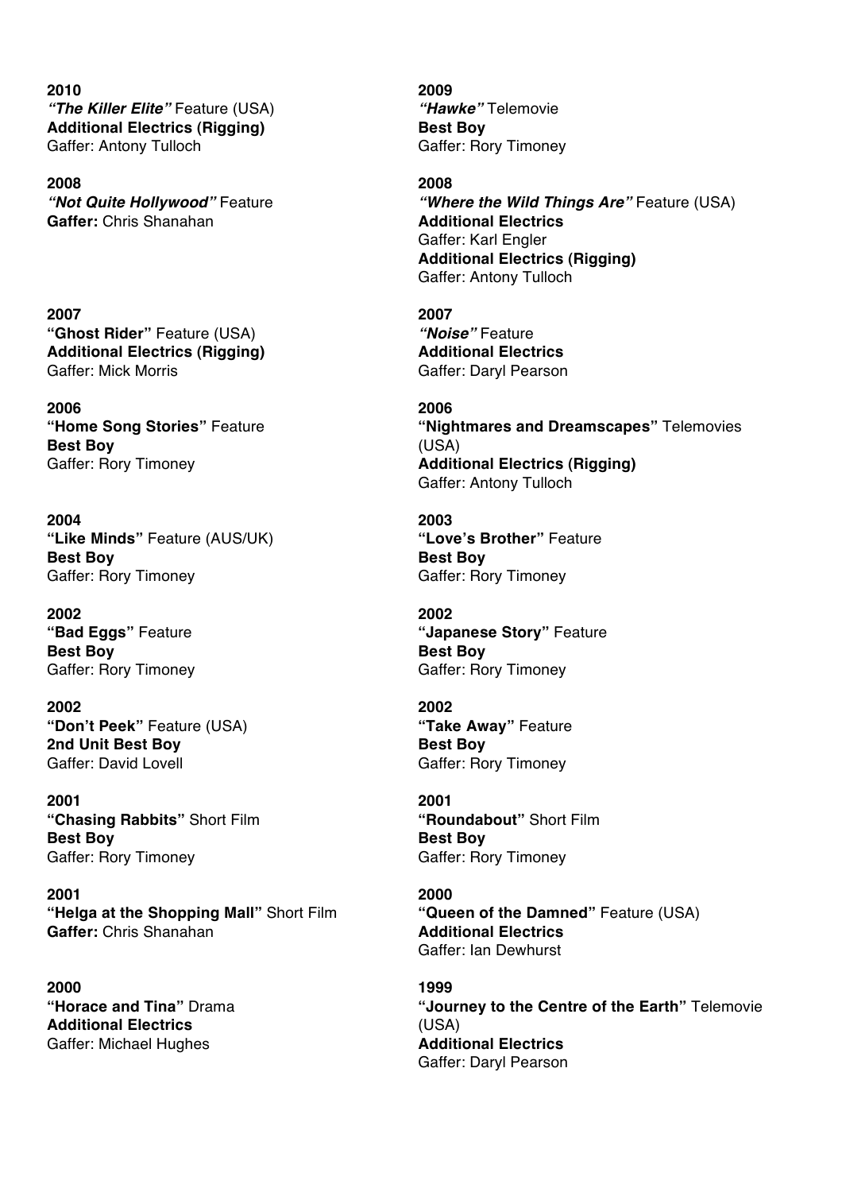**2010**
***"The Killer Elite"*** Feature (USA)
**Additional Electrics (Rigging)**
Gaffer: Antony Tulloch

**2009**
***"Hawke"*** Telemovie
**Best Boy**
Gaffer: Rory Timoney

**2008**
***"Not Quite Hollywood"*** Feature
**Gaffer:** Chris Shanahan

**2008**
***"Where the Wild Things Are"*** Feature (USA)
**Additional Electrics**
Gaffer: Karl Engler
**Additional Electrics (Rigging)**
Gaffer: Antony Tulloch

**2007**
**"Ghost Rider"** Feature (USA)
**Additional Electrics (Rigging)**
Gaffer: Mick Morris

**2007**
***"Noise"*** Feature
**Additional Electrics**
Gaffer: Daryl Pearson

**2006**
**"Home Song Stories"** Feature
**Best Boy**
Gaffer: Rory Timoney

**2006**
**"Nightmares and Dreamscapes"** Telemovies (USA)
**Additional Electrics (Rigging)**
Gaffer: Antony Tulloch

**2004**
**"Like Minds"** Feature (AUS/UK)
**Best Boy**
Gaffer: Rory Timoney

**2003**
**"Love's Brother"** Feature
**Best Boy**
Gaffer: Rory Timoney

**2002**
**"Bad Eggs"** Feature
**Best Boy**
Gaffer: Rory Timoney

**2002**
**"Japanese Story"** Feature
**Best Boy**
Gaffer: Rory Timoney

**2002**
**"Don't Peek"** Feature (USA)
**2nd Unit Best Boy**
Gaffer: David Lovell

**2002**
**"Take Away"** Feature
**Best Boy**
Gaffer: Rory Timoney

**2001**
**"Chasing Rabbits"** Short Film
**Best Boy**
Gaffer: Rory Timoney

**2001**
**"Roundabout"** Short Film
**Best Boy**
Gaffer: Rory Timoney

**2001**
**"Helga at the Shopping Mall"** Short Film
**Gaffer:** Chris Shanahan

**2000**
**"Queen of the Damned"** Feature (USA)
**Additional Electrics**
Gaffer: Ian Dewhurst

**2000**
**"Horace and Tina"** Drama
**Additional Electrics**
Gaffer: Michael Hughes

**1999**
**"Journey to the Centre of the Earth"** Telemovie (USA)
**Additional Electrics**
Gaffer: Daryl Pearson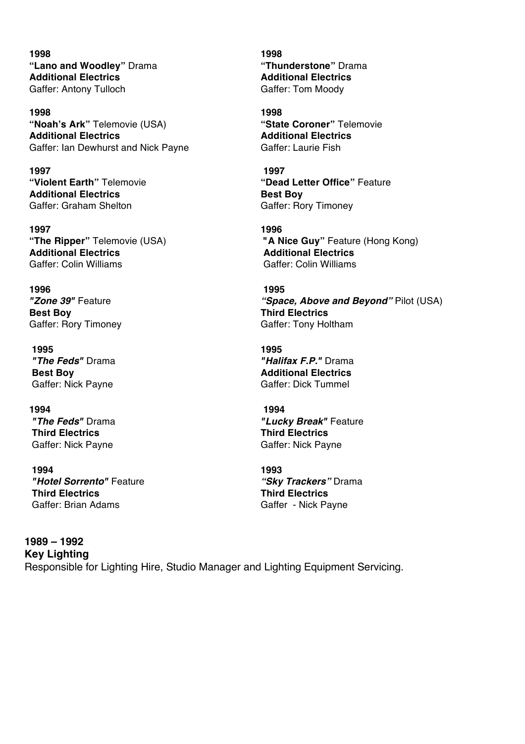**1998**
**"Lano and Woodley"** Drama
**Additional Electrics**
Gaffer: Antony Tulloch

**1998**
**"Thunderstone"** Drama
**Additional Electrics**
Gaffer: Tom Moody

**1998**
**"Noah's Ark"** Telemovie (USA)
**Additional Electrics**
Gaffer: Ian Dewhurst and Nick Payne

**1998**
**"State Coroner"** Telemovie
**Additional Electrics**
Gaffer: Laurie Fish

**1997**
**"Violent Earth"** Telemovie
**Additional Electrics**
Gaffer: Graham Shelton

**1997**
**"Dead Letter Office"** Feature
**Best Boy**
Gaffer: Rory Timoney

**1997**
**"The Ripper"** Telemovie (USA)
**Additional Electrics**
Gaffer: Colin Williams

**1996**
**"A Nice Guy"** Feature (Hong Kong)
**Additional Electrics**
Gaffer: Colin Williams

**1996**
***"Zone 39"*** Feature
**Best Boy**
Gaffer: Rory Timoney

**1995**
***"Space, Above and Beyond"*** Pilot (USA)
**Third Electrics**
Gaffer: Tony Holtham

**1995**
***"The Feds"*** Drama
**Best Boy**
Gaffer: Nick Payne

**1995**
***"Halifax F.P."*** Drama
**Additional Electrics**
Gaffer: Dick Tummel

**1994**
***"The Feds"*** Drama
**Third Electrics**
Gaffer: Nick Payne

**1994**
***"Lucky Break"*** Feature
**Third Electrics**
Gaffer: Nick Payne

**1994**
***"Hotel Sorrento"*** Feature
**Third Electrics**
Gaffer: Brian Adams

**1993**
***"Sky Trackers"*** Drama
**Third Electrics**
Gaffer - Nick Payne

**1989 – 1992**
**Key Lighting**
Responsible for Lighting Hire, Studio Manager and Lighting Equipment Servicing.